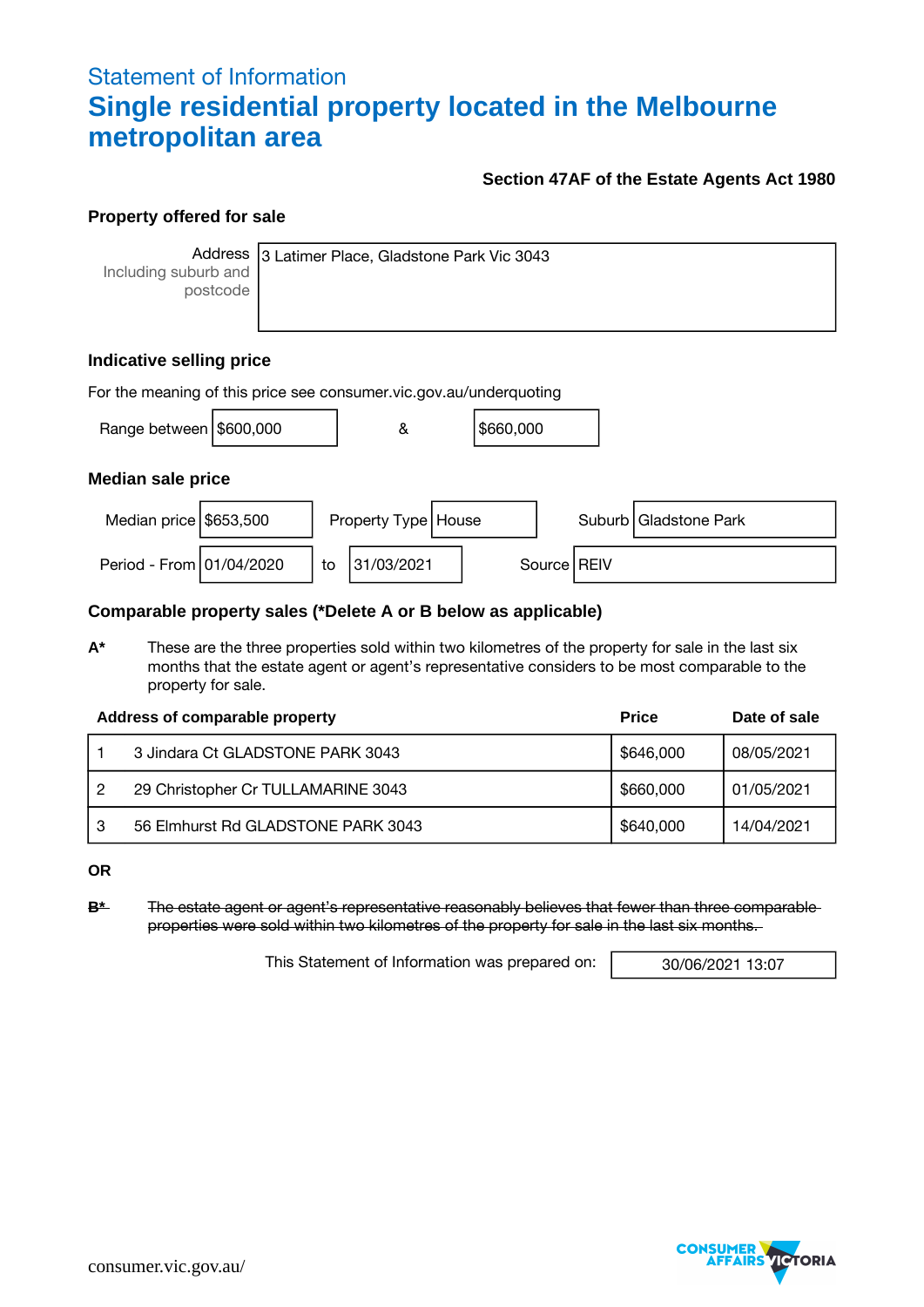# Statement of Information

# Single residential property located in the Melbourne metropolitan area

**Section 47AF of the Estate Agents Act 1980**

## Property offered for sale

| Address Including suburb and postcode | 3 Latimer Place, Gladstone Park Vic 3043 |
|---|---|

## Indicative selling price

For the meaning of this price see consumer.vic.gov.au/underquoting

| Range between | $600,000 | & | $660,000 |
|---|---|---|---|

## Median sale price

| Median price | $653,500 | Property Type | House | Suburb | Gladstone Park |
|---|---|---|---|---|---|
| Period - From | 01/04/2020 | to | 31/03/2021 | Source | REIV |

## Comparable property sales (*Delete A or B below as applicable)

**A*** These are the three properties sold within two kilometres of the property for sale in the last six months that the estate agent or agent's representative considers to be most comparable to the property for sale.

| | Address of comparable property | Price | Date of sale |
|---|---|---|---|
| 1 | 3 Jindara Ct GLADSTONE PARK 3043 | $646,000 | 08/05/2021 |
| 2 | 29 Christopher Cr TULLAMARINE 3043 | $660,000 | 01/05/2021 |
| 3 | 56 Elmhurst Rd GLADSTONE PARK 3043 | $640,000 | 14/04/2021 |

**OR**

~~**B*** The estate agent or agent's representative reasonably believes that fewer than three comparable properties were sold within two kilometres of the property for sale in the last six months.~~

This Statement of Information was prepared on: 30/06/2021 13:07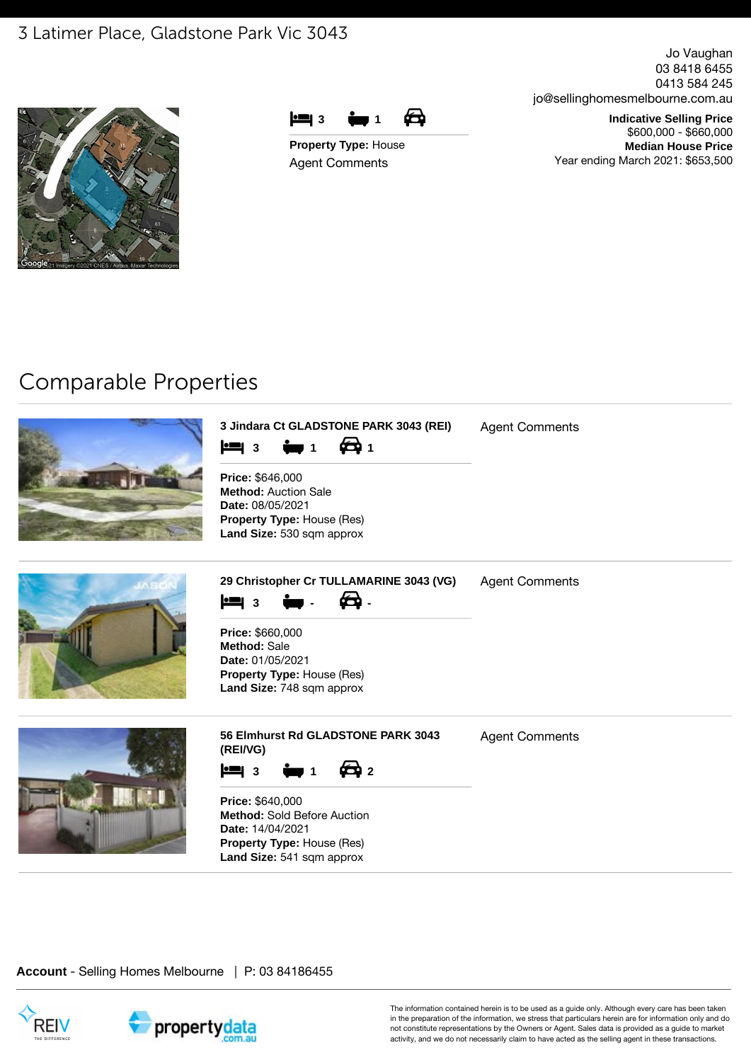# 3 Latimer Place, Gladstone Park Vic 3043

Jo Vaughan
03 8418 6455
0413 584 245
jo@sellinghomesmelbourne.com.au

3 | 1 |

**Property Type:** House

Agent Comments

**Indicative Selling Price**
$600,000 - $660,000

**Median House Price**
Year ending March 2021: $653,500

## Comparable Properties

**3 Jindara Ct GLADSTONE PARK 3043 (REI)**

3 | 1 | 1

**Price:** $646,000
**Method:** Auction Sale
**Date:** 08/05/2021
**Property Type:** House (Res)
**Land Size:** 530 sqm approx

Agent Comments

**29 Christopher Cr TULLAMARINE 3043 (VG)**

3 | - | -

**Price:** $660,000
**Method:** Sale
**Date:** 01/05/2021
**Property Type:** House (Res)
**Land Size:** 748 sqm approx

Agent Comments

**56 Elmhurst Rd GLADSTONE PARK 3043 (REI/VG)**

3 | 1 | 2

**Price:** $640,000
**Method:** Sold Before Auction
**Date:** 14/04/2021
**Property Type:** House (Res)
**Land Size:** 541 sqm approx

Agent Comments

**Account** - Selling Homes Melbourne | P: 03 84186455

The information contained herein is to be used as a guide only. Although every care has been taken in the preparation of the information, we stress that particulars herein are for information only and do not constitute representations by the Owners or Agent. Sales data is provided as a guide to market activity, and we do not necessarily claim to have acted as the selling agent in these transactions.